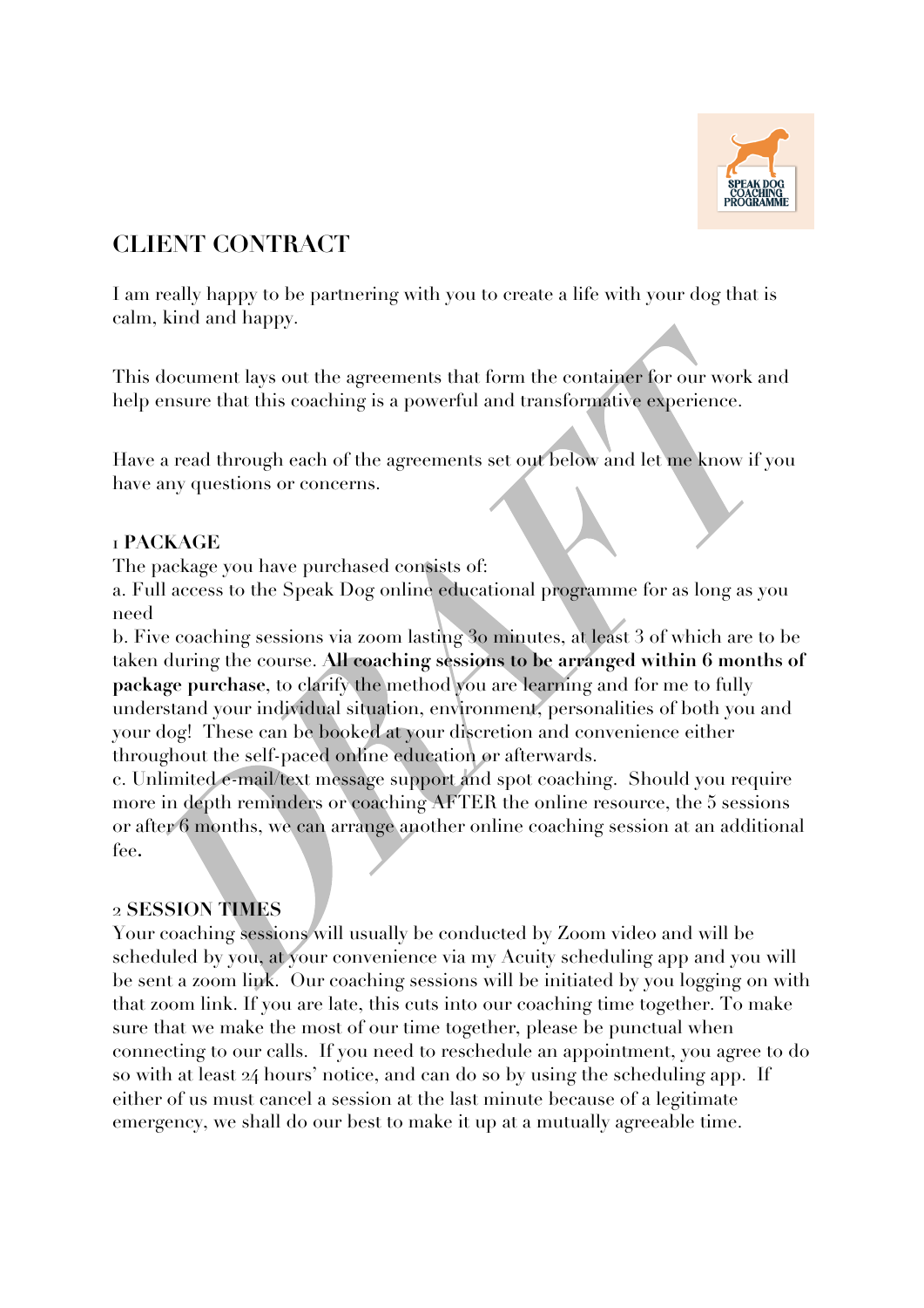# CLIENT CONTRACT

I am really happy to be partnering with you to create a life with your dog that is calm, kind and happy.

This document lays out the agreements that form the container for our work and help ensure that this coaching is a powerful and transformative experience.

Have a read through each of the agreements set out below and let me know if you have any questions or concerns.

**1 PACKAGE**

The package you have purchased consists of:

a. Full access to the Speak Dog online educational programme for as long as you need

b. Five coaching sessions via zoom lasting 30 minutes, at least 3 of which are to be taken during the course. **All coaching sessions to be arranged within 6 months of package purchase**, to clarify the method you are learning and for me to fully understand your individual situation, environment, personalities of both you and your dog! These can be booked at your discretion and convenience either throughout the self-paced online education or afterwards.

c. Unlimited e-mail/text message support and spot coaching. Should you require more in depth reminders or coaching AFTER the online resource, the 5 sessions or after 6 months, we can arrange another online coaching session at an additional fee.

**2 SESSION TIMES**

Your coaching sessions will usually be conducted by Zoom video and will be scheduled by you, at your convenience via my Acuity scheduling app and you will be sent a zoom link. Our coaching sessions will be initiated by you logging on with that zoom link. If you are late, this cuts into our coaching time together. To make sure that we make the most of our time together, please be punctual when connecting to our calls. If you need to reschedule an appointment, you agree to do so with at least 24 hours' notice, and can do so by using the scheduling app. If either of us must cancel a session at the last minute because of a legitimate emergency, we shall do our best to make it up at a mutually agreeable time.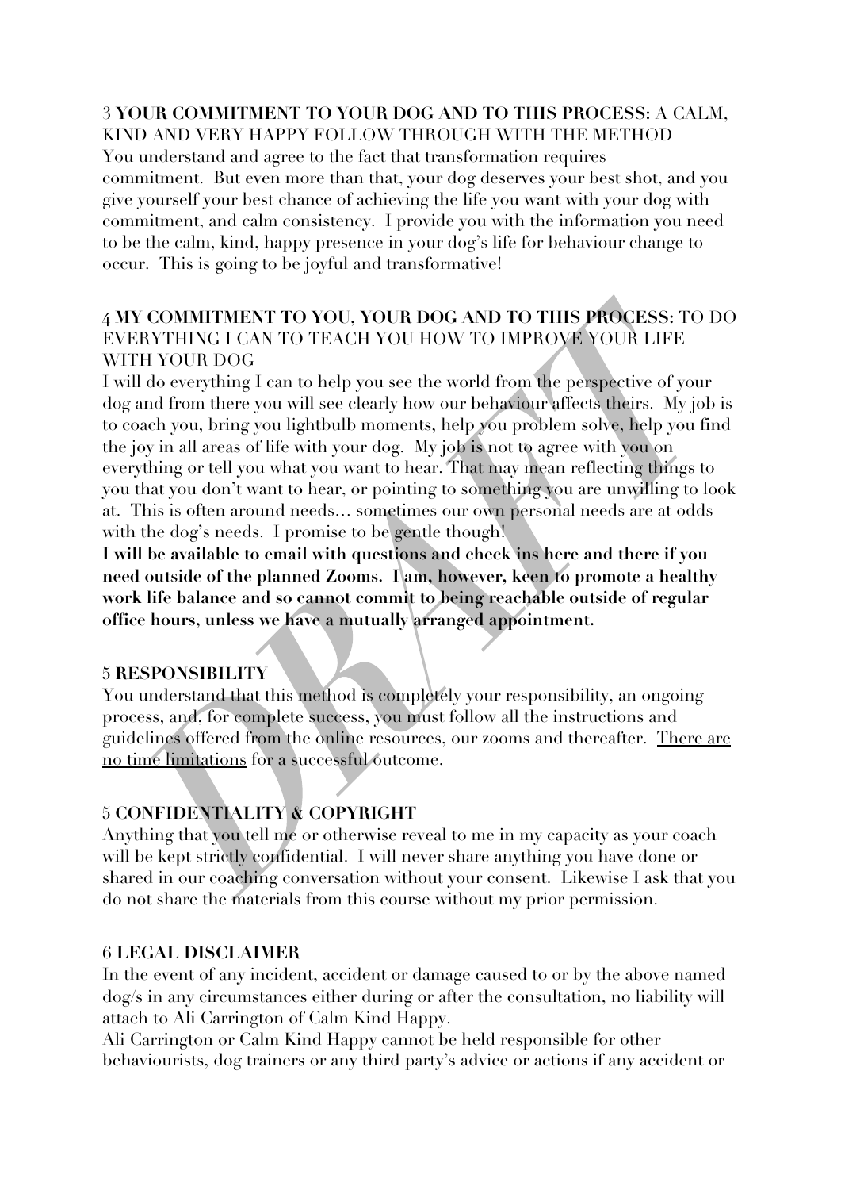3 **YOUR COMMITMENT TO YOUR DOG AND TO THIS PROCESS:** A CALM, KIND AND VERY HAPPY FOLLOW THROUGH WITH THE METHOD

You understand and agree to the fact that transformation requires commitment. But even more than that, your dog deserves your best shot, and you give yourself your best chance of achieving the life you want with your dog with commitment, and calm consistency. I provide you with the information you need to be the calm, kind, happy presence in your dog's life for behaviour change to occur. This is going to be joyful and transformative!

4 **MY COMMITMENT TO YOU, YOUR DOG AND TO THIS PROCESS:** TO DO EVERYTHING I CAN TO TEACH YOU HOW TO IMPROVE YOUR LIFE WITH YOUR DOG

I will do everything I can to help you see the world from the perspective of your dog and from there you will see clearly how our behaviour affects theirs. My job is to coach you, bring you lightbulb moments, help you problem solve, help you find the joy in all areas of life with your dog. My job is not to agree with you on everything or tell you what you want to hear. That may mean reflecting things to you that you don't want to hear, or pointing to something you are unwilling to look at. This is often around needs… sometimes our own personal needs are at odds with the dog's needs. I promise to be gentle though!

**I will be available to email with questions and check ins here and there if you need outside of the planned Zooms. I am, however, keen to promote a healthy work life balance and so cannot commit to being reachable outside of regular office hours, unless we have a mutually arranged appointment.**

5 **RESPONSIBILITY**

You understand that this method is completely your responsibility, an ongoing process, and, for complete success, you must follow all the instructions and guidelines offered from the online resources, our zooms and thereafter. <u>There are no time limitations</u> for a successful outcome.

5 **CONFIDENTIALITY & COPYRIGHT**

Anything that you tell me or otherwise reveal to me in my capacity as your coach will be kept strictly confidential. I will never share anything you have done or shared in our coaching conversation without your consent. Likewise I ask that you do not share the materials from this course without my prior permission.

6 **LEGAL DISCLAIMER**

In the event of any incident, accident or damage caused to or by the above named dog/s in any circumstances either during or after the consultation, no liability will attach to Ali Carrington of Calm Kind Happy.

Ali Carrington or Calm Kind Happy cannot be held responsible for other behaviourists, dog trainers or any third party's advice or actions if any accident or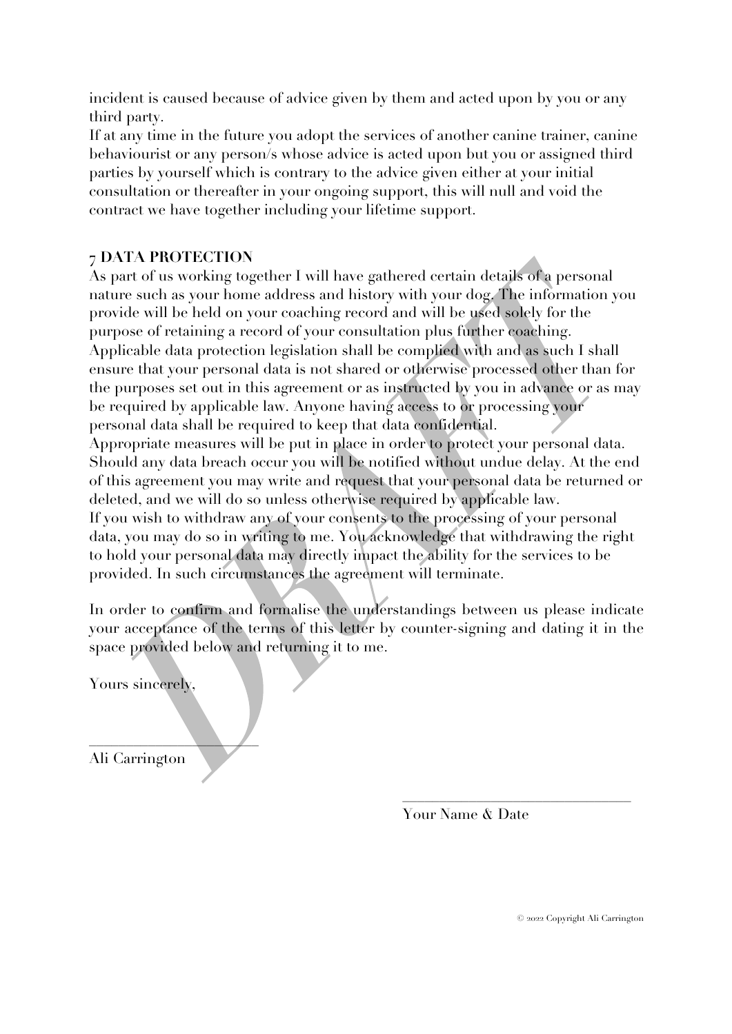incident is caused because of advice given by them and acted upon by you or any third party.

If at any time in the future you adopt the services of another canine trainer, canine behaviourist or any person/s whose advice is acted upon but you or assigned third parties by yourself which is contrary to the advice given either at your initial consultation or thereafter in your ongoing support, this will null and void the contract we have together including your lifetime support.

**7 DATA PROTECTION**

As part of us working together I will have gathered certain details of a personal nature such as your home address and history with your dog. The information you provide will be held on your coaching record and will be used solely for the purpose of retaining a record of your consultation plus further coaching.

Applicable data protection legislation shall be complied with and as such I shall ensure that your personal data is not shared or otherwise processed other than for the purposes set out in this agreement or as instructed by you in advance or as may be required by applicable law. Anyone having access to or processing your personal data shall be required to keep that data confidential.

Appropriate measures will be put in place in order to protect your personal data. Should any data breach occur you will be notified without undue delay. At the end of this agreement you may write and request that your personal data be returned or deleted, and we will do so unless otherwise required by applicable law.

If you wish to withdraw any of your consents to the processing of your personal data, you may do so in writing to me. You acknowledge that withdrawing the right to hold your personal data may directly impact the ability for the services to be provided. In such circumstances the agreement will terminate.

In order to confirm and formalise the understandings between us please indicate your acceptance of the terns of this letter by counter-signing and dating it in the space provided below and returning it to me.

Yours sincerely,

\_\_\_\_\_\_\_\_\_\_\_\_\_\_\_\_\_\_\_\_\_\_

Ali Carrington

\_\_\_\_\_\_\_\_\_\_\_\_\_\_\_\_\_\_\_\_\_\_\_\_\_\_\_\_\_\_

Your Name & Date

DRAFT

© 2022 Copyright Ali Carrington